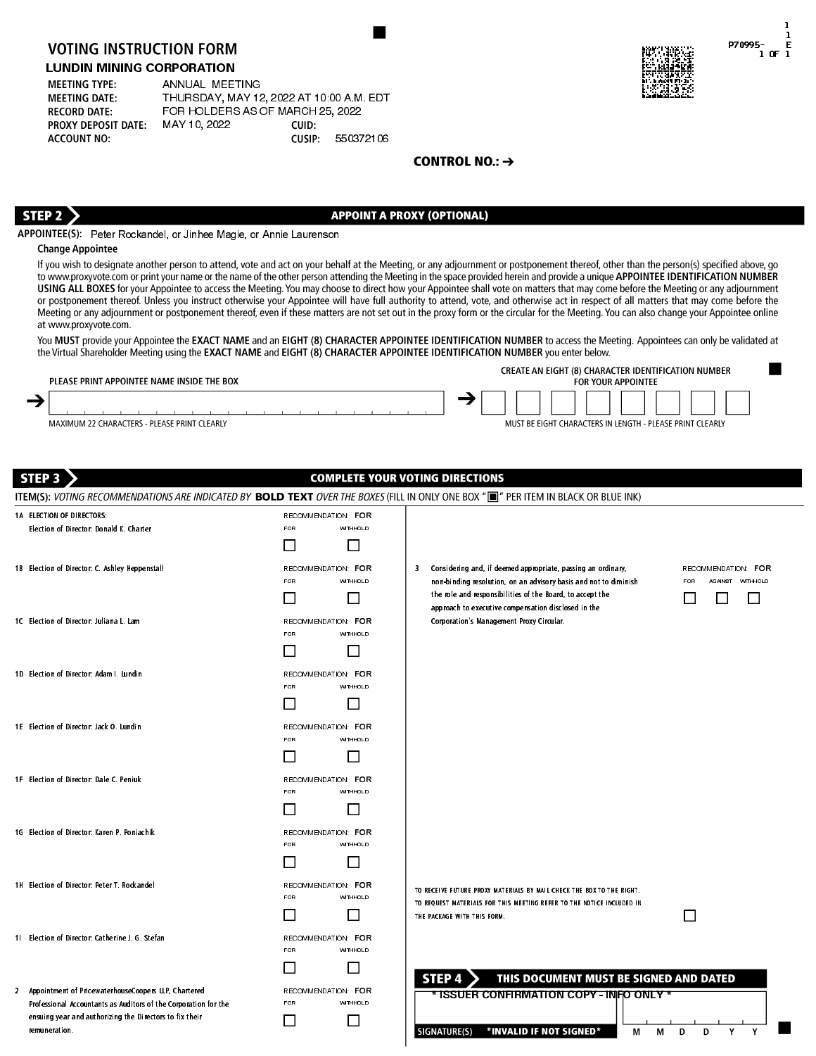# VOTING INSTRUCTION FORM

## LUNDIN MINING CORPORATION

| | | | |
|---|---|---|---|
| MEETING TYPE: | ANNUAL MEETING | | |
| MEETING DATE: | THURSDAY, MAY 12, 2022 AT 10:00 A.M. EDT | | |
| RECORD DATE: | FOR HOLDERS AS OF MARCH 25, 2022 | | |
| PROXY DEPOSIT DATE: | MAY 10, 2022 | CUID: | |
| ACCOUNT NO: | | CUSIP: | 550372106 |

P70995- E

**CONTROL NO.:** →

## STEP 2 — APPOINT A PROXY (OPTIONAL)

**APPOINTEE(S):** Peter Rockandel, or Jinhee Magie, or Annie Laurenson

**Change Appointee**

If you wish to designate another person to attend, vote and act on your behalf at the Meeting, or any adjournment or postponement thereof, other than the person(s) specified above, go to www.proxyvote.com or print your name or the name of the other person attending the Meeting in the space provided herein and provide a unique **APPOINTEE IDENTIFICATION NUMBER USING ALL BOXES** for your Appointee to access the Meeting. You may choose to direct how your Appointee shall vote on matters that may come before the Meeting or any adjournment or postponement thereof. Unless you instruct otherwise your Appointee will have full authority to attend, vote, and otherwise act in respect of all matters that may come before the Meeting or any adjournment or postponement thereof, even if these matters are not set out in the proxy form or the circular for the Meeting. You can also change your Appointee online at www.proxyvote.com.

You **MUST** provide your Appointee the **EXACT NAME** and an **EIGHT (8) CHARACTER APPOINTEE IDENTIFICATION NUMBER** to access the Meeting. Appointees can only be validated at the Virtual Shareholder Meeting using the **EXACT NAME** and **EIGHT (8) CHARACTER APPOINTEE IDENTIFICATION NUMBER** you enter below.

PLEASE PRINT APPOINTEE NAME INSIDE THE BOX → ☐
MAXIMUM 22 CHARACTERS - PLEASE PRINT CLEARLY

CREATE AN EIGHT (8) CHARACTER IDENTIFICATION NUMBER FOR YOUR APPOINTEE → ☐☐☐☐☐☐☐☐
MUST BE EIGHT CHARACTERS IN LENGTH - PLEASE PRINT CLEARLY

## STEP 3 — COMPLETE YOUR VOTING DIRECTIONS

ITEM(S): *VOTING RECOMMENDATIONS ARE INDICATED BY* **BOLD TEXT** *OVER THE BOXES* (FILL IN ONLY ONE BOX "■" PER ITEM IN BLACK OR BLUE INK)

| Item | Recommendation | FOR | WITHHOLD |
|---|---|---|---|
| 1A ELECTION OF DIRECTORS: Election of Director: Donald K. Charter | **FOR** | ☐ | ☐ |
| 1B Election of Director: C. Ashley Heppenstall | **FOR** | ☐ | ☐ |
| 1C Election of Director: Juliana L. Lam | **FOR** | ☐ | ☐ |
| 1D Election of Director: Adam I. Lundin | **FOR** | ☐ | ☐ |
| 1E Election of Director: Jack O. Lundin | **FOR** | ☐ | ☐ |
| 1F Election of Director: Dale C. Peniuk | **FOR** | ☐ | ☐ |
| 1G Election of Director: Karen P. Poniachik | **FOR** | ☐ | ☐ |
| 1H Election of Director: Peter T. Rockandel | **FOR** | ☐ | ☐ |
| 1I Election of Director: Catherine J. G. Stefan | **FOR** | ☐ | ☐ |
| 2 Appointment of PricewaterhouseCoopers LLP, Chartered Professional Accountants as Auditors of the Corporation for the ensuing year and authorizing the Directors to fix their remuneration. | **FOR** | ☐ | ☐ |

| Item | Recommendation | FOR | AGAINST | WITHHOLD |
|---|---|---|---|---|
| 3 Considering and, if deemed appropriate, passing an ordinary, non-binding resolution, on an advisory basis and not to diminish the role and responsibilities of the Board, to accept the approach to executive compensation disclosed in the Corporation's Management Proxy Circular. | **FOR** | ☐ | ☐ | ☐ |

TO RECEIVE FUTURE PROXY MATERIALS BY MAIL CHECK THE BOX TO THE RIGHT. TO REQUEST MATERIALS FOR THIS MEETING REFER TO THE NOTICE INCLUDED IN THE PACKAGE WITH THIS FORM. ☐

## STEP 4 — THIS DOCUMENT MUST BE SIGNED AND DATED

\* ISSUER CONFIRMATION COPY - INFO ONLY \*

SIGNATURE(S) *INVALID IF NOT SIGNED*

M M D D Y Y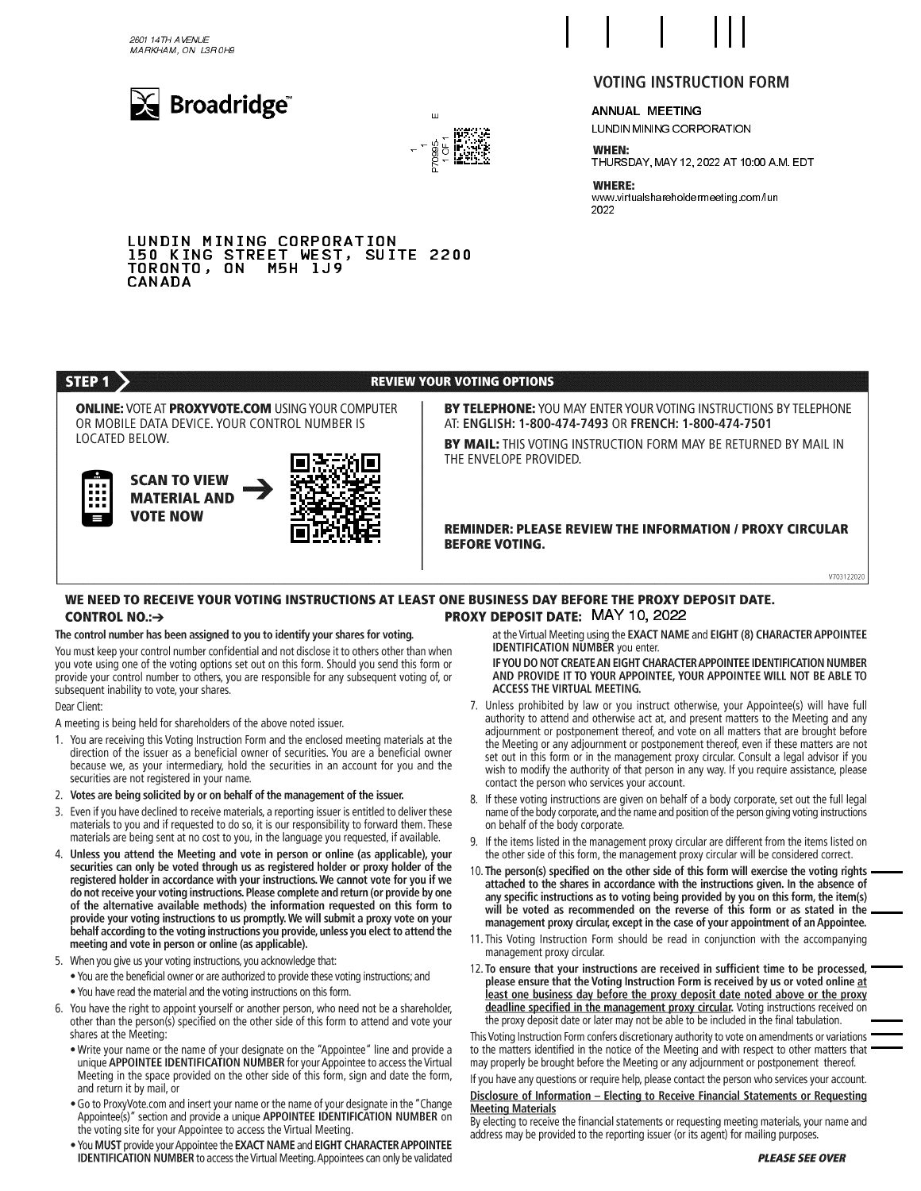2601 14TH AVENUE
MARKHAM, ON L3R 0H9

Broadridge™

P70995-
1 OF 1
1 1
E

## VOTING INSTRUCTION FORM

**ANNUAL MEETING**

LUNDIN MINING CORPORATION

**WHEN:**
THURSDAY, MAY 12, 2022 AT 10:00 A.M. EDT

**WHERE:**
www.virtualshareholdermeeting.com/lun2022

LUNDIN MINING CORPORATION
150 KING STREET WEST, SUITE 2200
TORONTO, ON M5H 1J9
CANADA

## STEP 1 REVIEW YOUR VOTING OPTIONS

**ONLINE:** VOTE AT **PROXYVOTE.COM** USING YOUR COMPUTER OR MOBILE DATA DEVICE. YOUR CONTROL NUMBER IS LOCATED BELOW.

**SCAN TO VIEW MATERIAL AND VOTE NOW** →

**BY TELEPHONE:** YOU MAY ENTER YOUR VOTING INSTRUCTIONS BY TELEPHONE AT: **ENGLISH: 1-800-474-7493** OR **FRENCH: 1-800-474-7501**

**BY MAIL:** THIS VOTING INSTRUCTION FORM MAY BE RETURNED BY MAIL IN THE ENVELOPE PROVIDED.

**REMINDER: PLEASE REVIEW THE INFORMATION / PROXY CIRCULAR BEFORE VOTING.**

V703122020

**WE NEED TO RECEIVE YOUR VOTING INSTRUCTIONS AT LEAST ONE BUSINESS DAY BEFORE THE PROXY DEPOSIT DATE.**

**CONTROL NO.:→**

**PROXY DEPOSIT DATE:** MAY 10, 2022

**The control number has been assigned to you to identify your shares for voting.**

You must keep your control number confidential and not disclose it to others other than when you vote using one of the voting options set out on this form. Should you send this form or provide your control number to others, you are responsible for any subsequent voting of, or subsequent inability to vote, your shares.

Dear Client:

A meeting is being held for shareholders of the above noted issuer.

1. You are receiving this Voting Instruction Form and the enclosed meeting materials at the direction of the issuer as a beneficial owner of securities. You are a beneficial owner because we, as your intermediary, hold the securities in an account for you and the securities are not registered in your name.
2. **Votes are being solicited by or on behalf of the management of the issuer.**
3. Even if you have declined to receive materials, a reporting issuer is entitled to deliver these materials to you and if requested to do so, it is our responsibility to forward them. These materials are being sent at no cost to you, in the language you requested, if available.
4. **Unless you attend the Meeting and vote in person or online (as applicable), your securities can only be voted through us as registered holder or proxy holder of the registered holder in accordance with your instructions. We cannot vote for you if we do not receive your voting instructions. Please complete and return (or provide by one of the alternative available methods) the information requested on this form to provide your voting instructions to us promptly. We will submit a proxy vote on your behalf according to the voting instructions you provide, unless you elect to attend the meeting and vote in person or online (as applicable).**
5. When you give us your voting instructions, you acknowledge that:
   - You are the beneficial owner or are authorized to provide these voting instructions; and
   - You have read the material and the voting instructions on this form.
6. You have the right to appoint yourself or another person, who need not be a shareholder, other than the person(s) specified on the other side of this form to attend and vote your shares at the Meeting:
   - Write your name or the name of your designate on the "Appointee" line and provide a unique **APPOINTEE IDENTIFICATION NUMBER** for your Appointee to access the Virtual Meeting in the space provided on the other side of this form, sign and date the form, and return it by mail, or
   - Go to ProxyVote.com and insert your name or the name of your designate in the "Change Appointee(s)" section and provide a unique **APPOINTEE IDENTIFICATION NUMBER** on the voting site for your Appointee to access the Virtual Meeting.
   - You **MUST** provide your Appointee the **EXACT NAME** and **EIGHT CHARACTER APPOINTEE IDENTIFICATION NUMBER** to access the Virtual Meeting. Appointees can only be validated at the Virtual Meeting using the **EXACT NAME** and **EIGHT (8) CHARACTER APPOINTEE IDENTIFICATION NUMBER** you enter.

   **IF YOU DO NOT CREATE AN EIGHT CHARACTER APPOINTEE IDENTIFICATION NUMBER AND PROVIDE IT TO YOUR APPOINTEE, YOUR APPOINTEE WILL NOT BE ABLE TO ACCESS THE VIRTUAL MEETING.**
7. Unless prohibited by law or you instruct otherwise, your Appointee(s) will have full authority to attend and otherwise act at, and present matters to the Meeting and any adjournment or postponement thereof, and vote on all matters that are brought before the Meeting or any adjournment or postponement thereof, even if these matters are not set out in this form or in the management proxy circular. Consult a legal advisor if you wish to modify the authority of that person in any way. If you require assistance, please contact the person who services your account.
8. If these voting instructions are given on behalf of a body corporate, set out the full legal name of the body corporate, and the name and position of the person giving voting instructions on behalf of the body corporate.
9. If the items listed in the management proxy circular are different from the items listed on the other side of this form, the management proxy circular will be considered correct.
10. **The person(s) specified on the other side of this form will exercise the voting rights attached to the shares in accordance with the instructions given. In the absence of any specific instructions as to voting being provided by you on this form, the item(s) will be voted as recommended on the reverse of this form or as stated in the management proxy circular, except in the case of your appointment of an Appointee.**
11. This Voting Instruction Form should be read in conjunction with the accompanying management proxy circular.
12. **To ensure that your instructions are received in sufficient time to be processed, please ensure that the Voting Instruction Form is received by us or voted online at least one business day before the proxy deposit date noted above or the proxy deadline specified in the management proxy circular.** Voting instructions received on the proxy deposit date or later may not be able to be included in the final tabulation.

This Voting Instruction Form confers discretionary authority to vote on amendments or variations to the matters identified in the notice of the Meeting and with respect to other matters that may properly be brought before the Meeting or any adjournment or postponement thereof.

If you have any questions or require help, please contact the person who services your account.

**Disclosure of Information – Electing to Receive Financial Statements or Requesting Meeting Materials**

By electing to receive the financial statements or requesting meeting materials, your name and address may be provided to the reporting issuer (or its agent) for mailing purposes.

***PLEASE SEE OVER***